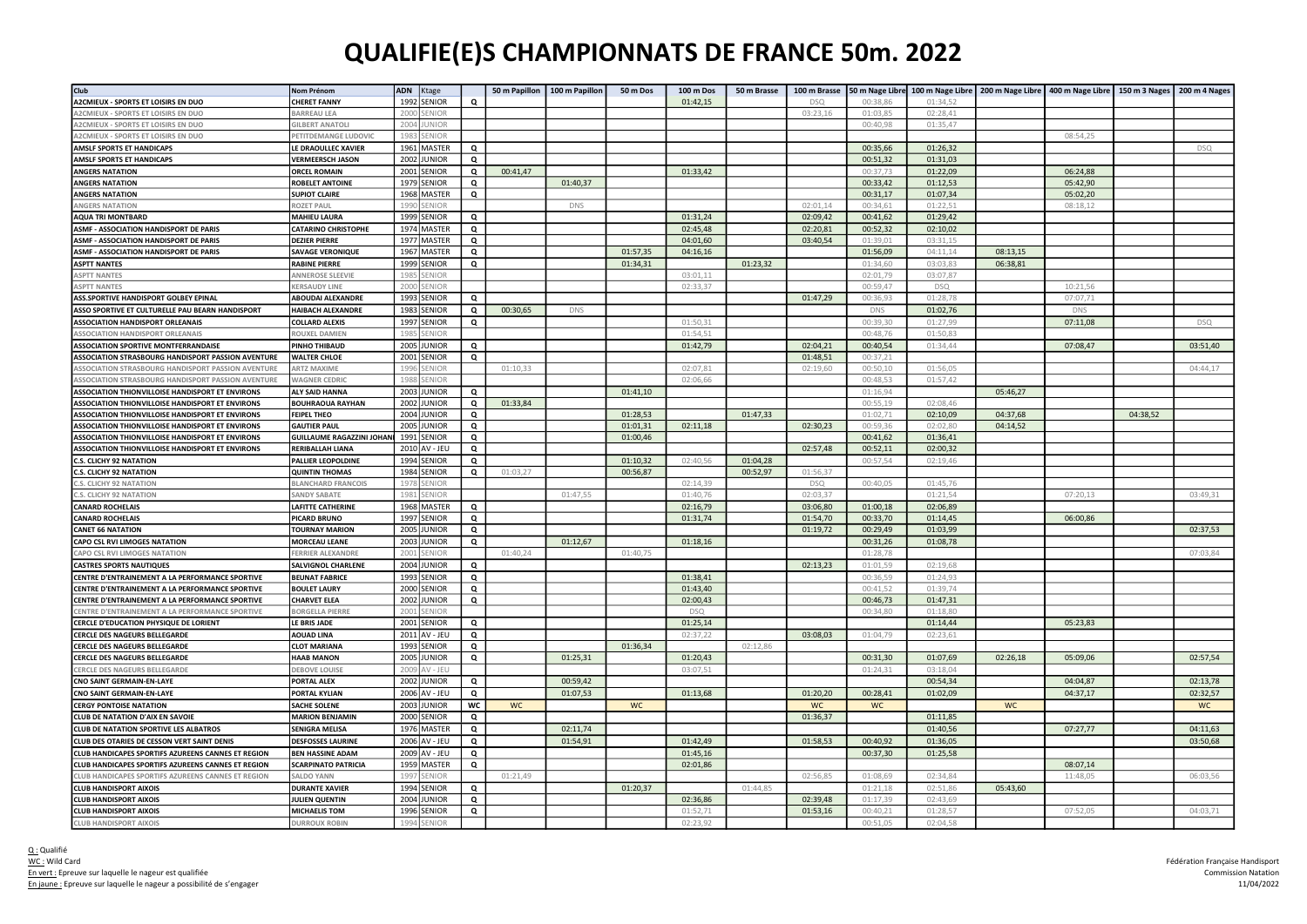# QUALIFIE(E)S CHAMPIONNATS DE FRANCE 50m. 2022

| Club | Nom Prénom | ADN | Ktage | | 50 m Papillon | 100 m Papillon | 50 m Dos | 100 m Dos | 50 m Brasse | 100 m Brasse | 50 m Nage Libre | 100 m Nage Libre | 200 m Nage Libre | 400 m Nage Libre | 150 m 3 Nages | 200 m 4 Nages |
|---|---|---|---|---|---|---|---|---|---|---|---|---|---|---|---|---|
| A2CMIEUX - SPORTS ET LOISIRS EN DUO | CHERET FANNY | 1992 | SENIOR | Q | | | | 01:42,15 | | DSQ | 00:38,86 | 01:34,52 | | | | |
| A2CMIEUX - SPORTS ET LOISIRS EN DUO | BARREAU LEA | 2000 | SENIOR | | | | | | | 03:23,16 | 01:03,85 | 02:28,41 | | | | |
| A2CMIEUX - SPORTS ET LOISIRS EN DUO | GILBERT ANATOLI | 2004 | JUNIOR | | | | | | | | 00:40,98 | 01:35,47 | | | | |
| A2CMIEUX - SPORTS ET LOISIRS EN DUO | PETITDEMANGE LUDOVIC | 1983 | SENIOR | | | | | | | | | | | 08:54,25 | | |
| AMSLF SPORTS ET HANDICAPS | LE DRAOULLEC XAVIER | 1961 | MASTER | Q | | | | | | | 00:35,66 | 01:26,32 | | | | DSQ |
| AMSLF SPORTS ET HANDICAPS | VERMEERSCH JASON | 2002 | JUNIOR | Q | | | | | | | 00:51,32 | 01:31,03 | | | | |
| ANGERS NATATION | ORCEL ROMAIN | 2001 | SENIOR | Q | 00:41,47 | | | 01:33,42 | | | 00:37,73 | 01:22,09 | | 06:24,88 | | |
| ANGERS NATATION | ROBELET ANTOINE | 1979 | SENIOR | Q | | 01:40,37 | | | | | 00:33,42 | 01:12,53 | | 05:42,90 | | |
| ANGERS NATATION | SUPIOT CLAIRE | 1968 | MASTER | Q | | | | | | | 00:31,17 | 01:07,34 | | 05:02,20 | | |
| ANGERS NATATION | ROZET PAUL | 1990 | SENIOR | | | DNS | | | | 02:01,14 | 00:34,61 | 01:22,51 | | 08:18,12 | | |
| AQUA TRI MONTBARD | MAHIEU LAURA | 1999 | SENIOR | Q | | | | 01:31,24 | | 02:09,42 | 00:41,62 | 01:29,42 | | | | |
| ASMF - ASSOCIATION HANDISPORT DE PARIS | CATARINO CHRISTOPHE | 1974 | MASTER | Q | | | | 02:45,48 | | 02:20,81 | 00:52,32 | 02:10,02 | | | | |
| ASMF - ASSOCIATION HANDISPORT DE PARIS | DEZIER PIERRE | 1977 | MASTER | Q | | | | 04:01,60 | | 03:40,54 | 01:39,01 | 03:31,15 | | | | |
| ASMF - ASSOCIATION HANDISPORT DE PARIS | SAVAGE VERONIQUE | 1967 | MASTER | Q | | | 01:57,35 | 04:16,16 | | | 01:56,09 | 04:11,14 | 08:13,15 | | | |
| ASPTT NANTES | RABINE PIERRE | 1999 | SENIOR | Q | | | 01:34,31 | | 01:23,32 | | 01:34,60 | 03:03,83 | 06:38,81 | | | |
| ASPTT NANTES | ANNEROSE SLEEVIE | 1985 | SENIOR | | | | | 03:01,11 | | | 02:01,79 | 03:07,87 | | | | |
| ASPTT NANTES | KERSAUDY LINE | 2000 | SENIOR | | | | | 02:33,37 | | | 00:59,47 | DSQ | | 10:21,56 | | |
| ASS.SPORTIVE HANDISPORT GOLBEY EPINAL | ABOUDAI ALEXANDRE | 1993 | SENIOR | Q | | | | | | 01:47,29 | 00:36,93 | 01:28,78 | | 07:07,71 | | |
| ASSO SPORTIVE ET CULTURELLE PAU BEARN HANDISPORT | HAIBACH ALEXANDRE | 1983 | SENIOR | Q | 00:30,65 | DNS | | | | | DNS | 01:02,76 | | DNS | | |
| ASSOCIATION HANDISPORT ORLEANAIS | COLLARD ALEXIS | 1997 | SENIOR | Q | | | | 01:50,31 | | | 00:39,30 | 01:27,99 | | 07:11,08 | | DSQ |
| ASSOCIATION HANDISPORT ORLEANAIS | ROUXEL DAMIEN | 1985 | SENIOR | | | | | 01:54,51 | | | 00:48,76 | 01:50,83 | | | | |
| ASSOCIATION SPORTIVE MONTFERRANDAISE | PINHO THIBAUD | 2005 | JUNIOR | Q | | | | 01:42,79 | | 02:04,21 | 00:40,54 | 01:34,44 | | 07:08,47 | | 03:51,40 |
| ASSOCIATION STRASBOURG HANDISPORT PASSION AVENTURE | WALTER CHLOE | 2001 | SENIOR | Q | | | | | | 01:48,51 | 00:37,21 | | | | | |
| ASSOCIATION STRASBOURG HANDISPORT PASSION AVENTURE | ARTZ MAXIME | 1996 | SENIOR | | 01:10,33 | | | 02:07,81 | | 02:19,60 | 00:50,10 | 01:56,05 | | | | 04:44,17 |
| ASSOCIATION STRASBOURG HANDISPORT PASSION AVENTURE | WAGNER CEDRIC | 1988 | SENIOR | | | | | 02:06,66 | | | 00:48,53 | 01:57,42 | | | | |
| ASSOCIATION THIONVILLOISE HANDISPORT ET ENVIRONS | ALY SAID HANNA | 2003 | JUNIOR | Q | | | 01:41,10 | | | | 01:16,94 | | 05:46,27 | | | |
| ASSOCIATION THIONVILLOISE HANDISPORT ET ENVIRONS | BOUHRAOUA RAYHAN | 2002 | JUNIOR | Q | 01:33,84 | | | | | | 00:55,19 | 02:08,46 | | | | |
| ASSOCIATION THIONVILLOISE HANDISPORT ET ENVIRONS | FEIPEL THEO | 2004 | JUNIOR | Q | | | 01:28,53 | | 01:47,33 | | 01:02,71 | 02:10,09 | 04:37,68 | | 04:38,52 | |
| ASSOCIATION THIONVILLOISE HANDISPORT ET ENVIRONS | GAUTIER PAUL | 2005 | JUNIOR | Q | | | 01:01,31 | 02:11,18 | | 02:30,23 | 00:59,36 | 02:02,80 | 04:14,52 | | | |
| ASSOCIATION THIONVILLOISE HANDISPORT ET ENVIRONS | GUILLAUME RAGAZZINI JOHAN | 1991 | SENIOR | Q | | | 01:00,46 | | | | 00:41,62 | 01:36,41 | | | | |
| ASSOCIATION THIONVILLOISE HANDISPORT ET ENVIRONS | RERIBALLAH LIANA | 2010 | AV - JEU | Q | | | | | | 02:57,48 | 00:52,11 | 02:00,32 | | | | |
| C.S. CLICHY 92 NATATION | PALLIER LEOPOLDINE | 1994 | SENIOR | Q | | | 01:10,32 | 02:40,56 | 01:04,28 | | 00:57,54 | 02:19,46 | | | | |
| C.S. CLICHY 92 NATATION | QUINTIN THOMAS | 1984 | SENIOR | Q | 01:03,27 | | 00:56,87 | | 00:52,97 | 01:56,37 | | | | | | |
| C.S. CLICHY 92 NATATION | BLANCHARD FRANCOIS | 1978 | SENIOR | | | | | 02:14,39 | | DSQ | 00:40,05 | 01:45,76 | | | | |
| C.S. CLICHY 92 NATATION | SANDY SABATE | 1981 | SENIOR | | | 01:47,55 | | 01:40,76 | | 02:03,37 | | 01:21,54 | | 07:20,13 | | 03:49,31 |
| CANARD ROCHELAIS | LAFITTE CATHERINE | 1968 | MASTER | Q | | | | 02:16,79 | | 03:06,80 | 01:00,18 | 02:06,89 | | | | |
| CANARD ROCHELAIS | PICARD BRUNO | 1997 | SENIOR | Q | | | | 01:31,74 | | 01:54,70 | 00:33,70 | 01:14,45 | | 06:00,86 | | |
| CANET 66 NATATION | TOURNAY MARION | 2005 | JUNIOR | Q | | | | | | 01:19,72 | 00:29,49 | 01:03,99 | | | | 02:37,53 |
| CAPO CSL RVI LIMOGES NATATION | MORCEAU LEANE | 2003 | JUNIOR | Q | | 01:12,67 | | 01:18,16 | | | 00:31,26 | 01:08,78 | | | | |
| CAPO CSL RVI LIMOGES NATATION | FERRIER ALEXANDRE | 2001 | SENIOR | | 01:40,24 | | 01:40,75 | | | | 01:28,78 | | | | | 07:03,84 |
| CASTRES SPORTS NAUTIQUES | SALVIGNOL CHARLENE | 2004 | JUNIOR | Q | | | | | | 02:13,23 | 01:01,59 | 02:19,68 | | | | |
| CENTRE D'ENTRAINEMENT A LA PERFORMANCE SPORTIVE | BEUNAT FABRICE | 1993 | SENIOR | Q | | | | 01:38,41 | | | 00:36,59 | 01:24,93 | | | | |
| CENTRE D'ENTRAINEMENT A LA PERFORMANCE SPORTIVE | BOULET LAURY | 2000 | SENIOR | Q | | | | 01:43,40 | | | 00:41,52 | 01:39,74 | | | | |
| CENTRE D'ENTRAINEMENT A LA PERFORMANCE SPORTIVE | CHARVET ELEA | 2002 | JUNIOR | Q | | | | 02:00,43 | | | 00:46,73 | 01:47,31 | | | | |
| CENTRE D'ENTRAINEMENT A LA PERFORMANCE SPORTIVE | BORGELLA PIERRE | 2001 | SENIOR | | | | | DSQ | | | 00:34,80 | 01:18,80 | | | | |
| CERCLE D'EDUCATION PHYSIQUE DE LORIENT | LE BRIS JADE | 2001 | SENIOR | Q | | | | 01:25,14 | | | | 01:14,44 | | 05:23,83 | | |
| CERCLE DES NAGEURS BELLEGARDE | AOUAD LINA | 2011 | AV - JEU | Q | | | | 02:37,22 | | 03:08,03 | 01:04,79 | 02:23,61 | | | | |
| CERCLE DES NAGEURS BELLEGARDE | CLOT MARIANA | 1993 | SENIOR | Q | | | 01:36,34 | | 02:12,86 | | | | | | | |
| CERCLE DES NAGEURS BELLEGARDE | HAAB MANON | 2005 | JUNIOR | Q | | 01:25,31 | | 01:20,43 | | | 00:31,30 | 01:07,69 | 02:26,18 | 05:09,06 | | 02:57,54 |
| CERCLE DES NAGEURS BELLEGARDE | DEBOVE LOUISE | 2009 | AV - JEU | | | | | 03:07,51 | | | 01:24,31 | 03:18,04 | | | | |
| CNO SAINT GERMAIN-EN-LAYE | PORTAL ALEX | 2002 | JUNIOR | Q | | 00:59,42 | | | | | | 00:54,34 | | 04:04,87 | | 02:13,78 |
| CNO SAINT GERMAIN-EN-LAYE | PORTAL KYLIAN | 2006 | AV - JEU | Q | | 01:07,53 | | 01:13,68 | | 01:20,20 | 00:28,41 | 01:02,09 | | 04:37,17 | | 02:32,57 |
| CERGY PONTOISE NATATION | SACHE SOLENE | 2003 | JUNIOR | WC | WC | | WC | | | WC | WC | | WC | | | WC |
| CLUB DE NATATION D'AIX EN SAVOIE | MARION BENJAMIN | 2000 | SENIOR | Q | | | | | | 01:36,37 | | 01:11,85 | | | | |
| CLUB DE NATATION SPORTIVE LES ALBATROS | SENIGRA MELISA | 1976 | MASTER | Q | | 02:11,74 | | | | | | 01:40,56 | | 07:27,77 | | 04:11,63 |
| CLUB DES OTARIES DE CESSON VERT SAINT DENIS | DESFOSSES LAURINE | 2006 | AV - JEU | Q | | 01:54,91 | | 01:42,49 | | 01:58,53 | 00:40,92 | 01:36,05 | | | | 03:50,68 |
| CLUB HANDICAPES SPORTIFS AZUREENS CANNES ET REGION | BEN HASSINE ADAM | 2009 | AV - JEU | Q | | | | 01:45,16 | | | 00:37,30 | 01:25,58 | | | | |
| CLUB HANDICAPES SPORTIFS AZUREENS CANNES ET REGION | SCARPINATO PATRICIA | 1959 | MASTER | Q | | | | 02:01,86 | | | | | | 08:07,14 | | |
| CLUB HANDICAPES SPORTIFS AZUREENS CANNES ET REGION | SALDO YANN | 1997 | SENIOR | | 01:21,49 | | | | | 02:56,85 | 01:08,69 | 02:34,84 | | 11:48,05 | | 06:03,56 |
| CLUB HANDISPORT AIXOIS | DURANTE XAVIER | 1994 | SENIOR | Q | | | 01:20,37 | | 01:44,85 | | 01:21,18 | 02:51,86 | 05:43,60 | | | |
| CLUB HANDISPORT AIXOIS | JULIEN QUENTIN | 2004 | JUNIOR | Q | | | | 02:36,86 | | 02:39,48 | 01:17,39 | 02:43,69 | | | | |
| CLUB HANDISPORT AIXOIS | MICHAELIS TOM | 1996 | SENIOR | Q | | | | 01:52,71 | | 01:53,16 | 00:40,21 | 01:28,57 | | 07:52,05 | | 04:03,71 |
| CLUB HANDISPORT AIXOIS | DURROUX ROBIN | 1994 | SENIOR | | | | | 02:23,92 | | | 00:51,05 | 02:04,58 | | | | |

Q : Qualifié
WC : Wild Card
En vert : Epreuve sur laquelle le nageur est qualifiée
En jaune : Epreuve sur laquelle le nageur a possibilité de s'engager

Fédération Française Handisport
Commission Natation
11/04/2022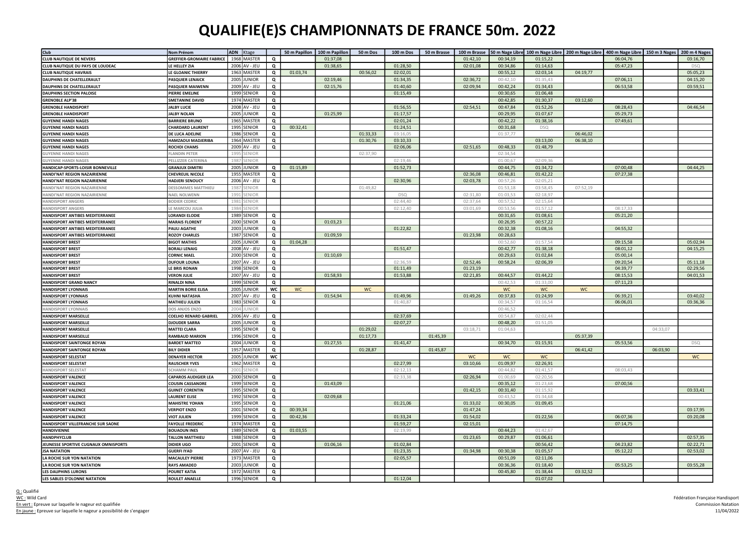# QUALIFIE(E)S CHAMPIONNATS DE FRANCE 50m. 2022

| Club | Nom Prénom | ADN | Ktage | | 50 m Papillon | 100 m Papillon | 50 m Dos | 100 m Dos | 50 m Brasse | 100 m Brasse | 50 m Nage Libre | 100 m Nage Libre | 200 m Nage Libre | 400 m Nage Libre | 150 m 3 Nages | 200 m 4 Nages |
|---|---|---|---|---|---|---|---|---|---|---|---|---|---|---|---|---|
| CLUB NAUTIQUE DE NEVERS | GREFFIER-GROMAIRE FABRICE | 1968 | MASTER | Q | | 01:37,08 | | | | 01:42,10 | 00:34,19 | 01:15,22 | | 06:04,76 | | 03:16,70 |
| CLUB NAUTIQUE DU PAYS DE LOUDEAC | LE HELLEY ZIA | 2006 | AV - JEU | Q | | 01:38,65 | | 01:28,50 | | 02:01,08 | 00:34,86 | 01:14,63 | | 05:47,23 | | DSQ |
| CLUB NAUTIQUE HAVRAIS | LE GLOANIC THIERRY | 1963 | MASTER | Q | 01:03,74 | | 00:56,02 | 02:02,01 | | | 00:55,12 | 02:03,14 | 04:19,77 | | | 05:05,23 |
| DAUPHINS DE CHATELLERAULT | PASQUIER LENAICK | 2005 | JUNIOR | Q | | 02:19,46 | | 01:34,35 | | 02:36,72 | 00:42,10 | 01:35,43 | | 07:06,11 | | 04:15,20 |
| DAUPHINS DE CHATELLERAULT | PASQUIER MAIWENN | 2009 | AV - JEU | Q | | 02:15,76 | | 01:40,60 | | 02:09,94 | 00:42,24 | 01:34,43 | | 06:53,58 | | 03:59,51 |
| DAUPHINS SECTION PALOISE | PIERRE EMELINE | 1999 | SENIOR | Q | | | | 01:15,49 | | | 00:30,65 | 01:06,48 | | | | |
| GRENOBLE ALP'38 | SMETANINE DAVID | 1974 | MASTER | Q | | | | | | | 00:42,85 | 01:30,37 | 03:12,60 | | | |
| GRENOBLE HANDISPORT | JALBY LUCIE | 2008 | AV - JEU | Q | | | | 01:56,55 | | 02:54,51 | 00:47,84 | 01:52,26 | | 08:28,43 | | 04:46,54 |
| GRENOBLE HANDISPORT | JALBY NOLAN | 2005 | JUNIOR | Q | | 01:25,99 | | 01:17,57 | | | 00:29,95 | 01:07,67 | | 05:29,73 | | |
| GUYENNE HANDI NAGES | BARRIERE BRUNO | 1965 | MASTER | Q | | | | 02:01,24 | | | 00:42,22 | 01:38,16 | | 07:49,61 | | |
| GUYENNE HANDI NAGES | CHARDARD LAURENT | 1995 | SENIOR | Q | 00:32,41 | | | 01:24,51 | | | 00:31,68 | DSQ | | | | |
| GUYENNE HANDI NAGES | DE LUCA ADELINE | 1986 | SENIOR | Q | | | 01:33,33 | 03:16,05 | | | 01:37,77 | | 06:46,02 | | | |
| GUYENNE HANDI NAGES | HAMZAOUI MADJERIBA | 1964 | MASTER | Q | | | 01:30,76 | 03:10,33 | | | | 03:13,00 | 06:38,10 | | | |
| GUYENNE HANDI NAGES | ROCHDI CHAMS | 2009 | AV - JEU | Q | | | | 02:06,06 | | 02:51,65 | 00:48,33 | 01:48,79 | | | | |
| GUYENNE HANDI NAGES | FLANDIN PETER | 1995 | SENIOR | | | | 02:37,90 | | | | 02:34,54 | | | | | |
| GUYENNE HANDI NAGES | PELLIZZER CATERINA | 1987 | SENIOR | | | | | 02:19,46 | | | 01:00,67 | 02:09,36 | | | | |
| HANDICAP-SPORTS-LOISIR BONNEVILLE | GRANJUX DIMITRI | 2005 | JUNIOR | Q | 01:15,89 | | | 01:52,73 | | | 00:44,75 | 01:34,72 | | 07:00,48 | | 04:44,25 |
| HANDI'NAT REGION NAZAIRIENNE | CHEVREUIL NICOLE | 1955 | MASTER | Q | | | | | | 02:36,08 | 00:46,81 | 01:42,22 | | 07:27,38 | | |
| HANDI'NAT REGION NAZAIRIENNE | HADJERI SENOUCY | 2006 | AV - JEU | Q | | | | 02:30,96 | | 02:03,78 | 00:57,26 | 02:05,21 | | | | |
| HANDI'NAT REGION NAZAIRIENNE | DESSOMMES MATTHIEU | 1987 | SENIOR | | | | 01:49,82 | | | | 01:53,18 | 03:58,45 | 07:52,19 | | | |
| HANDI'NAT REGION NAZAIRIENNE | NAEL NOLWENN | 1991 | SENIOR | | | | | DSQ | | 02:31,80 | 01:03,53 | 02:18,97 | | | | |
| HANDISPORT ANGERS | BODIER CEDRIC | 1981 | SENIOR | | | | | 02:44,40 | | 02:37,64 | 00:57,52 | 02:15,64 | | | | |
| HANDISPORT ANGERS | LE MARCOU JULIA | 1984 | SENIOR | | | | | 02:12,40 | | 03:01,69 | 00:53,56 | 01:57,12 | | 08:17,33 | | |
| HANDISPORT ANTIBES MEDITERRANEE | LORANDI ELODIE | 1989 | SENIOR | Q | | | | | | | 00:31,65 | 01:08,61 | | 05:21,20 | | |
| HANDISPORT ANTIBES MEDITERRANEE | MARAIS FLORENT | 2000 | SENIOR | Q | | 01:03,23 | | | | | 00:26,95 | 00:57,22 | | | | |
| HANDISPORT ANTIBES MEDITERRANEE | PAULI AGATHE | 2003 | JUNIOR | Q | | | | 01:22,82 | | | 00:32,38 | 01:08,16 | | 04:55,32 | | |
| HANDISPORT ANTIBES MEDITERRANEE | ROZOY CHARLES | 1987 | SENIOR | Q | | 01:09,59 | | | | 01:23,98 | 00:28,63 | | | | | |
| HANDISPORT BREST | BIGOT MATHIS | 2005 | JUNIOR | Q | 01:04,28 | | | | | | 00:52,60 | 01:57,54 | | 09:15,58 | | 05:02,94 |
| HANDISPORT BREST | BORALI LENAIG | 2008 | AV - JEU | Q | | | | 01:51,47 | | | 00:42,77 | 01:38,18 | | 08:01,12 | | 04:15,25 |
| HANDISPORT BREST | CORNIC MAEL | 2000 | SENIOR | Q | | 01:10,69 | | | | | 00:29,63 | 01:02,84 | | 05:00,14 | | |
| HANDISPORT BREST | DUFOUR LOUNA | 2007 | AV - JEU | Q | | | | 02:36,59 | | 02:52,46 | 00:58,24 | 02:06,39 | | 09:20,54 | | 05:11,18 |
| HANDISPORT BREST | LE BRIS RONAN | 1998 | SENIOR | Q | | | | 01:11,49 | | 01:23,19 | | | | 04:39,77 | | 02:29,56 |
| HANDISPORT BREST | VERON JULIE | 2007 | AV - JEU | Q | | 01:58,93 | | 01:53,88 | | 02:21,85 | 00:44,57 | 01:44,22 | | 08:15,53 | | 04:01,53 |
| HANDISPORT GRAND NANCY | RINALDI NINA | 1999 | SENIOR | Q | | | | | | | 00:42,53 | 01:33,00 | | 07:11,23 | | |
| HANDISPORT LYONNAIS | MARTIN BORIE ELISA | 2005 | JUNIOR | WC | WC | | WC | | | | WC | WC | WC | | | |
| HANDISPORT LYONNAIS | KUHNI NATASHA | 2007 | AV - JEU | Q | | 01:54,94 | | 01:49,96 | | 01:49,26 | 00:37,83 | 01:24,99 | | 06:39,21 | | 03:40,02 |
| HANDISPORT LYONNAIS | MATHIEU JULIEN | 1983 | SENIOR | Q | | | | 01:40,87 | | | 00:34,57 | 01:16,54 | | 06:06,01 | | 03:36,36 |
| HANDISPORT LYONNAIS | DOS ANJOS ENZO | 2004 | JUNIOR | | | | | | | | 00:46,52 | | | | | |
| HANDISPORT MARSEILLE | COELHO RENARD GABRIEL | 2006 | AV - JEU | Q | | | | 02:37,69 | | | 00:54,87 | 02:02,44 | | | | |
| HANDISPORT MARSEILLE | DJOUDER SARRA | 2005 | JUNIOR | Q | | | | 02:07,27 | | | 00:48,20 | 01:51,05 | | | | |
| HANDISPORT MARSEILLE | MATTEI CLARA | 1995 | SENIOR | Q | | | 01:29,02 | | | 03:18,71 | 01:04,63 | | | | 04:33,07 | |
| HANDISPORT MARSEILLE | RAMBAUD MARION | 1996 | SENIOR | Q | | | 01:17,73 | | 01:45,39 | | | | 05:37,39 | | | |
| HANDISPORT SAINTONGE ROYAN | BARDET MATTEO | 2004 | JUNIOR | Q | | 01:27,55 | | 01:41,47 | | | 00:34,70 | 01:15,91 | | 05:53,56 | | DSQ |
| HANDISPORT SAINTONGE ROYAN | BILY DIDIER | 1957 | MASTER | Q | | | 01:28,87 | | 01:45,87 | | | | 06:41,42 | | 06:03,90 | |
| HANDISPORT SELESTAT | DENAYER HECTOR | 2005 | JUNIOR | WC | | | | | | WC | WC | WC | | | | WC |
| HANDISPORT SELESTAT | RAUSCHER YVES | 1962 | MASTER | Q | | | | 02:27,99 | | 03:10,66 | 01:09,97 | 02:26,91 | | | | |
| HANDISPORT SELESTAT | SCHAMM PAUL | 2001 | SENIOR | | | | | 02:12,13 | | | 00:44,82 | 01:41,57 | | 08:03,43 | | |
| HANDISPORT VALENCE | CAPAROS AUDIGIER LEA | 2000 | SENIOR | Q | | | | 02:33,38 | | 02:26,94 | 01:00,69 | 02:20,56 | | | | |
| HANDISPORT VALENCE | COUSIN CASSANDRE | 1999 | SENIOR | Q | | 01:43,09 | | | | | 00:35,12 | 01:23,68 | | 07:00,56 | | |
| HANDISPORT VALENCE | GUINET CORENTIN | 1995 | SENIOR | Q | | | | | | 01:42,15 | 00:31,40 | 01:15,92 | | | | 03:33,41 |
| HANDISPORT VALENCE | LAURENT ELISE | 1992 | SENIOR | Q | | 02:09,68 | | | | | 00:43,52 | 01:34,68 | | | | |
| HANDISPORT VALENCE | MAHISTRE YOHAN | 1995 | SENIOR | Q | | | | 01:21,06 | | 01:33,02 | 00:30,05 | 01:09,45 | | | | |
| HANDISPORT VALENCE | VERPIOT ENZO | 2001 | SENIOR | Q | 00:39,34 | | | | | 01:47,24 | | | | | | 03:17,95 |
| HANDISPORT VALENCE | VIOT JULIEN | 1999 | SENIOR | Q | 00:42,36 | | | 01:33,24 | | 01:54,02 | | 01:22,56 | | 06:07,36 | | 03:20,08 |
| HANDISPORT VILLEFRANCHE SUR SAONE | FAYOLLE FREDERIC | 1974 | MASTER | Q | | | | 01:59,27 | | 02:15,01 | | | | 07:14,75 | | |
| HANDIVIENNE | BOUAOUN INES | 1989 | SENIOR | Q | 01:03,55 | | | 02:19,99 | | | 00:44,23 | 01:42,67 | | | | |
| HANDPHYCLUB | TALLON MATTHIEU | 1988 | SENIOR | Q | | | | | | 01:23,65 | 00:29,87 | 01:06,61 | | | | 02:57,35 |
| JEUNESSE SPORTIVE CUGNAUX OMNISPORTS | DIDIER UGO | 2001 | SENIOR | Q | | 01:06,16 | | 01:02,84 | | | | 00:56,42 | | 04:23,82 | | 02:22,71 |
| JSA NATATION | GUERFI IYAD | 2007 | AV - JEU | Q | | | | 01:23,35 | | 01:34,98 | 00:30,38 | 01:05,57 | | 05:12,22 | | 02:53,02 |
| LA ROCHE SUR YON NATATION | MACAULEY PIERRE | 1973 | MASTER | Q | | | | 02:05,57 | | | 00:51,09 | 02:11,06 | | | | |
| LA ROCHE SUR YON NATATION | RAYS AMADEO | 2003 | JUNIOR | Q | | | | | | | 00:36,36 | 01:18,40 | | 05:53,25 | | 03:55,28 |
| LES DAUPHINS LURONS | POURET KATIA | 1972 | MASTER | Q | | | | | | | 00:45,80 | 01:38,44 | 03:32,52 | | | |
| LES SABLES D'OLONNE NATATION | ROULET ANAELLE | 1996 | SENIOR | Q | | | | 01:12,04 | | | | 01:07,02 | | | | |

Q : Qualifié
WC : Wild Card
En vert : Epreuve sur laquelle le nageur est qualifiée
En jaune : Epreuve sur laquelle le nageur a possibilité de s'engager

Fédération Française Handisport
Commission Natation
11/04/2022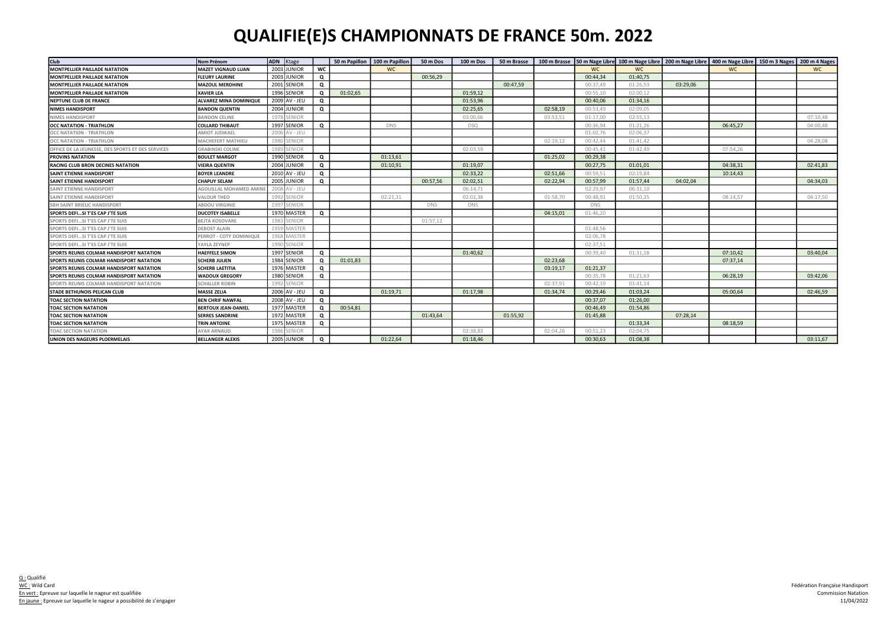# QUALIFIE(E)S CHAMPIONNATS DE FRANCE 50m. 2022

| Club | Nom Prénom | ADN | Ktage | | 50 m Papillon | 100 m Papillon | 50 m Dos | 100 m Dos | 50 m Brasse | 100 m Brasse | 50 m Nage Libre | 100 m Nage Libre | 200 m Nage Libre | 400 m Nage Libre | 150 m 3 Nages | 200 m 4 Nages |
|---|---|---|---|---|---|---|---|---|---|---|---|---|---|---|---|---|
| MONTPELLIER PAILLADE NATATION | MAZET VIGNAUD LUAN | 2003 | JUNIOR | WC | | WC | | | | | WC | WC | | WC | | WC |
| MONTPELLIER PAILLADE NATATION | FLEURY LAURINE | 2003 | JUNIOR | Q | | | 00:56,29 | | | | 00:44,34 | 01:40,75 | | | | |
| MONTPELLIER PAILLADE NATATION | MAZOUL MERDHINE | 2001 | SENIOR | Q | | | | | 00:47,59 | | 00:37,49 | 01:26,53 | 03:29,06 | | | |
| MONTPELLIER PAILLADE NATATION | XAVIER LEA | 1996 | SENIOR | Q | 01:02,65 | | | 01:59,12 | | | 00:55,10 | 02:00,12 | | | | |
| NEPTUNE CLUB DE FRANCE | ALVAREZ MINA DOMINIQUE | 2009 | AV - JEU | Q | | | | 01:53,96 | | | 00:40,06 | 01:34,16 | | | | |
| NIMES HANDISPORT | BANDON QUENTIN | 2004 | JUNIOR | Q | | | | 02:25,65 | | 02:58,19 | 00:53,49 | 02:09,05 | | | | |
| NIMES HANDISPORT | BANDON CELINE | 1978 | SENIOR | | | | | 03:00,66 | | 03:53,51 | 01:17,00 | 02:55,13 | | | | 07:10,48 |
| OCC NATATION - TRIATHLON | COLLARD THIBAUT | 1997 | SENIOR | Q | | DNS | | DSQ | | | 00:36,94 | 01:21,26 | | 06:45,27 | | 04:00,48 |
| OCC NATATION - TRIATHLON | AMIOT JUDIKAEL | 2006 | AV - JEU | | | | | | | | 01:02,76 | 02:06,37 | | | | |
| OCC NATATION - TRIATHLON | MACHEFERT MATHIEU | 1980 | SENIOR | | | | | | | 02:19,12 | 00:42,44 | 01:41,42 | | | | 04:28,08 |
| OFFICE DE LA JEUNESSE, DES SPORTS ET DES SERVICES | GRABINSKI COLINE | 1989 | SENIOR | | | | | 02:03,59 | | | 00:45,41 | 01:42,49 | | 07:54,26 | | |
| PROVINS NATATION | BOULET MARGOT | 1990 | SENIOR | Q | | 01:13,61 | | | | 01:25,02 | 00:29,38 | | | | | |
| RACING CLUB BRON DECINES NATATION | VIEIRA QUENTIN | 2004 | JUNIOR | Q | | 01:10,91 | | 01:19,07 | | | 00:27,75 | 01:01,01 | | 04:38,31 | | 02:41,83 |
| SAINT ETIENNE HANDISPORT | BOYER LEANDRE | 2010 | AV - JEU | Q | | | | 02:33,22 | | 02:51,66 | 00:59,51 | 02:19,84 | | 10:14,43 | | |
| SAINT ETIENNE HANDISPORT | CHAPUY SELAM | 2005 | JUNIOR | Q | | | 00:57,56 | 02:02,51 | | 02:22,94 | 00:57,99 | 01:57,44 | 04:02,04 | | | 04:34,03 |
| SAINT ETIENNE HANDISPORT | AGOUILLAL MOHAMED AMINE | 2008 | AV - JEU | | | | | 06:14,71 | | | 02:29,97 | 06:31,10 | | | | |
| SAINT ETIENNE HANDISPORT | VALOUR THEO | 1992 | SENIOR | | | 02:21,31 | | 02:02,38 | | 01:58,70 | 00:48,91 | 01:50,35 | | 08:14,57 | | 04:17,50 |
| SBH SAINT BRIEUC HANDISPORT | ABDOU VIRGINIE | 1997 | SENIOR | | | | DNS | DNS | | | DNS | | | | | |
| SPORTS DEFI...SI T'ES CAP J'TE SUIS | DUCOTEY ISABELLE | 1970 | MASTER | Q | | | | | | 04:15,01 | 01:46,20 | | | | | |
| SPORTS DEFI...SI T'ES CAP J'TE SUIS | BEJTA KOSOVARE | 1983 | SENIOR | | | | 01:57,12 | | | | | | | | | |
| SPORTS DEFI...SI T'ES CAP J'TE SUIS | DEBOST ALAIN | 1959 | MASTER | | | | | | | | 01:48,56 | | | | | |
| SPORTS DEFI...SI T'ES CAP J'TE SUIS | PERROT - COTY DOMINIQUE | 1968 | MASTER | | | | | | | | 02:06,78 | | | | | |
| SPORTS DEFI...SI T'ES CAP J'TE SUIS | YAYLA ZEYNEP | 1990 | SENIOR | Q | | | | | | | 02:37,51 | | | | | |
| SPORTS REUNIS COLMAR HANDISPORT NATATION | HAEFFELE SIMON | 1997 | SENIOR | Q | | | | 01:40,62 | | | 00:39,40 | 01:31,18 | | 07:10,42 | | 03:40,04 |
| SPORTS REUNIS COLMAR HANDISPORT NATATION | SCHERB JULIEN | 1984 | SENIOR | Q | 01:01,83 | | | | | 02:23,68 | | | | 07:37,14 | | |
| SPORTS REUNIS COLMAR HANDISPORT NATATION | SCHERB LAETITIA | 1976 | MASTER | Q | | | | | | 03:19,17 | 01:21,37 | | | | | |
| SPORTS REUNIS COLMAR HANDISPORT NATATION | WADOUX GREGORY | 1980 | SENIOR | Q | | | | | | | 00:35,78 | 01:21,63 | | 06:28,19 | | 03:42,06 |
| SPORTS REUNIS COLMAR HANDISPORT NATATION | SCHALLER ROBIN | 1992 | SENIOR | | | | | | | 02:37,91 | 00:42,19 | 01:41,14 | | | | |
| STADE BETHUNOIS PELICAN CLUB | MASSE ZELIA | 2006 | AV - JEU | Q | | 01:19,71 | | 01:17,98 | | 01:34,74 | 00:29,46 | 01:03,24 | | 05:00,64 | | 02:46,59 |
| TOAC SECTION NATATION | BEN CHRIF NAWFAL | 2008 | AV - JEU | Q | | | | | | | 00:37,07 | 01:26,00 | | | | |
| TOAC SECTION NATATION | BERTOUX JEAN-DANIEL | 1977 | MASTER | Q | 00:54,81 | | | | | | 00:46,49 | 01:54,86 | | | | |
| TOAC SECTION NATATION | SERRES SANDRINE | 1972 | MASTER | Q | | | 01:43,64 | | 01:55,92 | | 01:45,88 | | 07:28,14 | | | |
| TOAC SECTION NATATION | TRIN ANTOINE | 1975 | MASTER | Q | | | | | | | | 01:33,34 | | 08:18,59 | | |
| TOAC SECTION NATATION | AYAX ARNAUD | 1986 | SENIOR | | | | | 02:38,83 | | 02:04,26 | 00:51,23 | 02:04,75 | | | | |
| UNION DES NAGEURS PLOERMELAIS | BELLANGER ALEXIS | 2005 | JUNIOR | Q | | 01:22,64 | | 01:18,46 | | | 00:30,63 | 01:08,38 | | | | 03:11,67 |

Q : Qualifié
WC : Wild Card
En vert : Epreuve sur laquelle le nageur est qualifiée
En jaune : Epreuve sur laquelle le nageur a possibilité de s'engager

Fédération Française Handisport
Commission Natation
11/04/2022